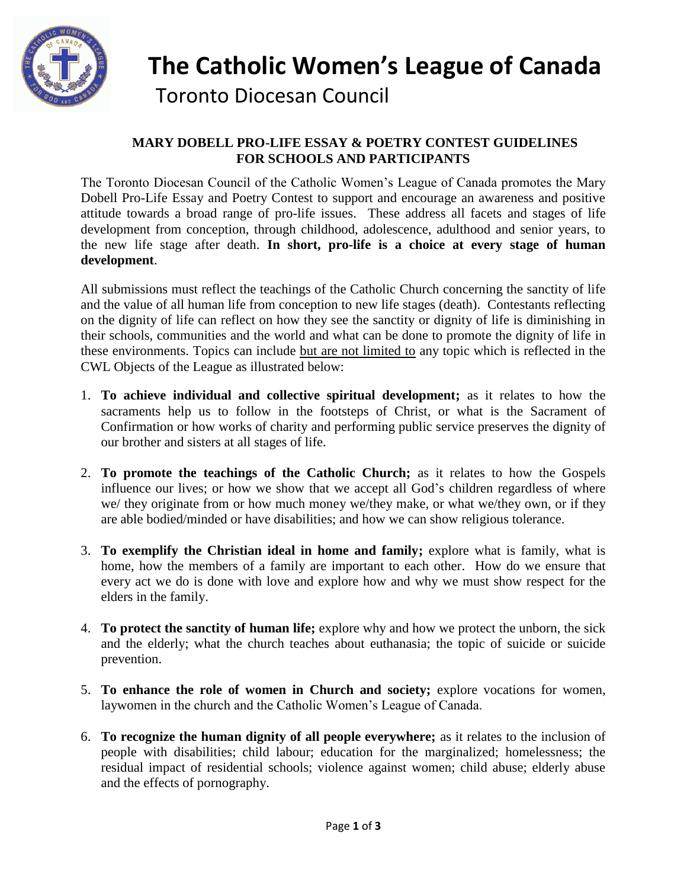# The Catholic Women's League of Canada

## Toronto Diocesan Council

### MARY DOBELL PRO-LIFE ESSAY & POETRY CONTEST GUIDELINES FOR SCHOOLS AND PARTICIPANTS

The Toronto Diocesan Council of the Catholic Women's League of Canada promotes the Mary Dobell Pro-Life Essay and Poetry Contest to support and encourage an awareness and positive attitude towards a broad range of pro-life issues. These address all facets and stages of life development from conception, through childhood, adolescence, adulthood and senior years, to the new life stage after death. **In short, pro-life is a choice at every stage of human development**.

All submissions must reflect the teachings of the Catholic Church concerning the sanctity of life and the value of all human life from conception to new life stages (death). Contestants reflecting on the dignity of life can reflect on how they see the sanctity or dignity of life is diminishing in their schools, communities and the world and what can be done to promote the dignity of life in these environments. Topics can include <u>but are not limited to</u> any topic which is reflected in the CWL Objects of the League as illustrated below:

1. **To achieve individual and collective spiritual development;** as it relates to how the sacraments help us to follow in the footsteps of Christ, or what is the Sacrament of Confirmation or how works of charity and performing public service preserves the dignity of our brother and sisters at all stages of life.

2. **To promote the teachings of the Catholic Church;** as it relates to how the Gospels influence our lives; or how we show that we accept all God's children regardless of where we/ they originate from or how much money we/they make, or what we/they own, or if they are able bodied/minded or have disabilities; and how we can show religious tolerance.

3. **To exemplify the Christian ideal in home and family;** explore what is family, what is home, how the members of a family are important to each other. How do we ensure that every act we do is done with love and explore how and why we must show respect for the elders in the family.

4. **To protect the sanctity of human life;** explore why and how we protect the unborn, the sick and the elderly; what the church teaches about euthanasia; the topic of suicide or suicide prevention.

5. **To enhance the role of women in Church and society;** explore vocations for women, laywomen in the church and the Catholic Women's League of Canada.

6. **To recognize the human dignity of all people everywhere;** as it relates to the inclusion of people with disabilities; child labour; education for the marginalized; homelessness; the residual impact of residential schools; violence against women; child abuse; elderly abuse and the effects of pornography.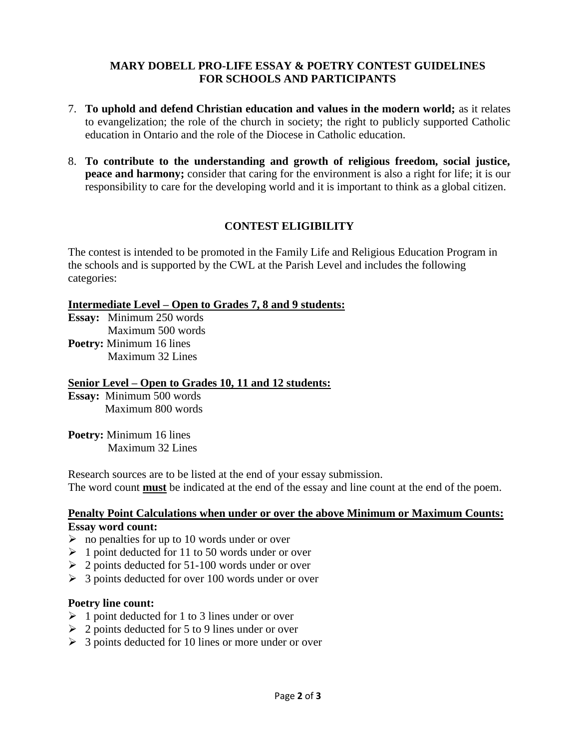**MARY DOBELL PRO-LIFE ESSAY & POETRY CONTEST GUIDELINES FOR SCHOOLS AND PARTICIPANTS**

7. **To uphold and defend Christian education and values in the modern world;** as it relates to evangelization; the role of the church in society; the right to publicly supported Catholic education in Ontario and the role of the Diocese in Catholic education.

8. **To contribute to the understanding and growth of religious freedom, social justice, peace and harmony;** consider that caring for the environment is also a right for life; it is our responsibility to care for the developing world and it is important to think as a global citizen.

## CONTEST ELIGIBILITY

The contest is intended to be promoted in the Family Life and Religious Education Program in the schools and is supported by the CWL at the Parish Level and includes the following categories:

**Intermediate Level – Open to Grades 7, 8 and 9 students:**

**Essay:** Minimum 250 words
Maximum 500 words

**Poetry:** Minimum 16 lines
Maximum 32 Lines

**Senior Level – Open to Grades 10, 11 and 12 students:**

**Essay:** Minimum 500 words
Maximum 800 words

**Poetry:** Minimum 16 lines
Maximum 32 Lines

Research sources are to be listed at the end of your essay submission.
The word count **must** be indicated at the end of the essay and line count at the end of the poem.

**Penalty Point Calculations when under or over the above Minimum or Maximum Counts:**

**Essay word count:**

- no penalties for up to 10 words under or over
- 1 point deducted for 11 to 50 words under or over
- 2 points deducted for 51-100 words under or over
- 3 points deducted for over 100 words under or over

**Poetry line count:**

- 1 point deducted for 1 to 3 lines under or over
- 2 points deducted for 5 to 9 lines under or over
- 3 points deducted for 10 lines or more under or over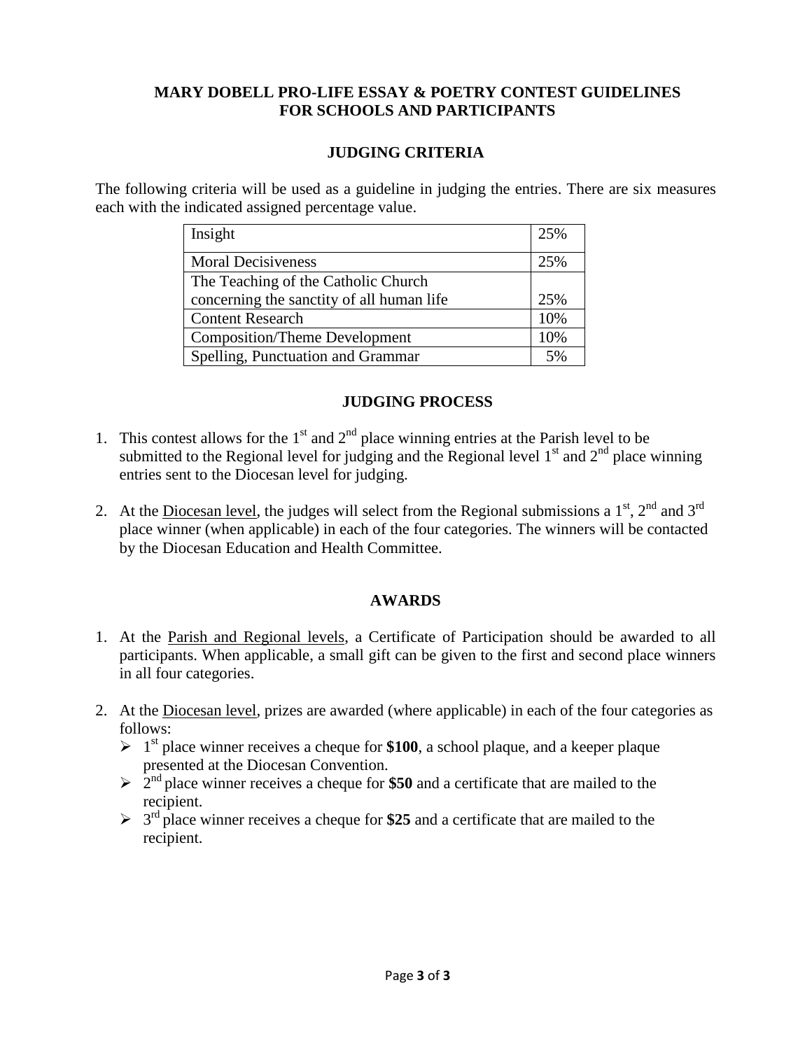# MARY DOBELL PRO-LIFE ESSAY & POETRY CONTEST GUIDELINES FOR SCHOOLS AND PARTICIPANTS

## JUDGING CRITERIA

The following criteria will be used as a guideline in judging the entries. There are six measures each with the indicated assigned percentage value.

| | |
|---|---|
| Insight | 25% |
| Moral Decisiveness | 25% |
| The Teaching of the Catholic Church concerning the sanctity of all human life | 25% |
| Content Research | 10% |
| Composition/Theme Development | 10% |
| Spelling, Punctuation and Grammar | 5% |

## JUDGING PROCESS

1. This contest allows for the 1st and 2nd place winning entries at the Parish level to be submitted to the Regional level for judging and the Regional level 1st and 2nd place winning entries sent to the Diocesan level for judging.

2. At the Diocesan level, the judges will select from the Regional submissions a 1st, 2nd and 3rd place winner (when applicable) in each of the four categories. The winners will be contacted by the Diocesan Education and Health Committee.

## AWARDS

1. At the Parish and Regional levels, a Certificate of Participation should be awarded to all participants. When applicable, a small gift can be given to the first and second place winners in all four categories.

2. At the Diocesan level, prizes are awarded (where applicable) in each of the four categories as follows:
   - 1st place winner receives a cheque for **$100**, a school plaque, and a keeper plaque presented at the Diocesan Convention.
   - 2nd place winner receives a cheque for **$50** and a certificate that are mailed to the recipient.
   - 3rd place winner receives a cheque for **$25** and a certificate that are mailed to the recipient.